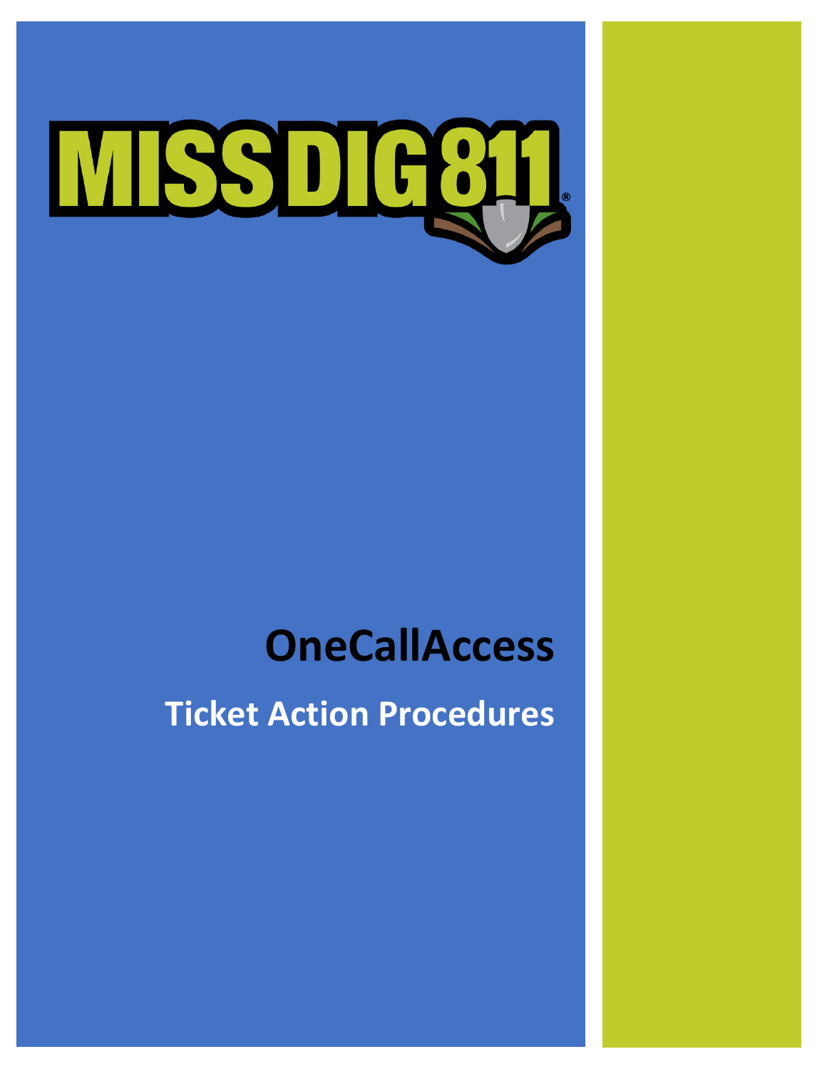# MISS DIG 811

# OneCallAccess

## Ticket Action Procedures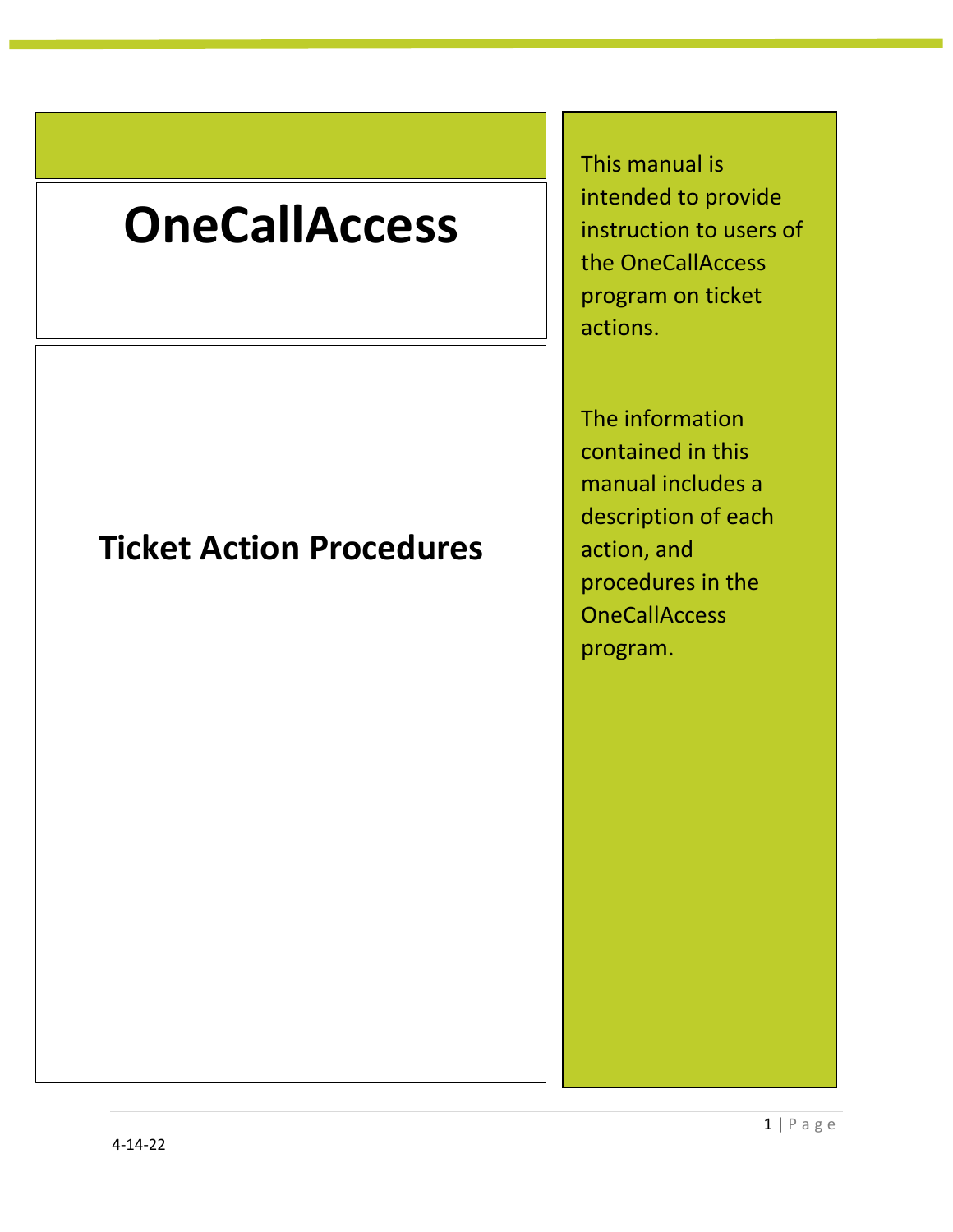# OneCallAccess

## Ticket Action Procedures

This manual is intended to provide instruction to users of the OneCallAccess program on ticket actions.

The information contained in this manual includes a description of each action, and procedures in the OneCallAccess program.

4-14-22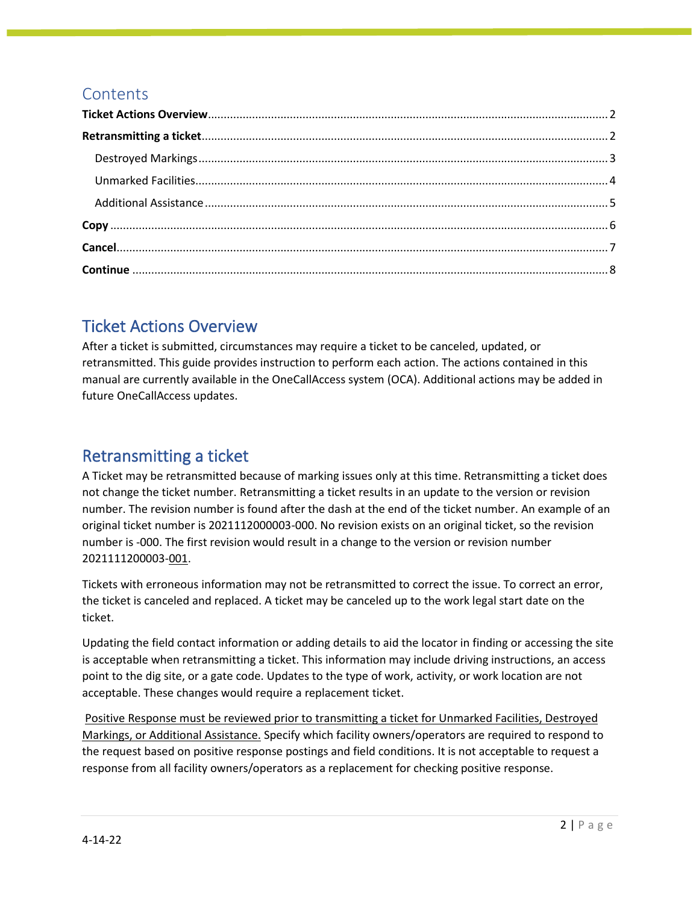## Contents

**Ticket Actions Overview**.............................................................................................................. 2

**Retransmitting a ticket**................................................................................................................. 2

Destroyed Markings ................................................................................................................ 3

Unmarked Facilities.................................................................................................................. 4

Additional Assistance .............................................................................................................. 5

**Copy** ............................................................................................................................................. 6

**Cancel**........................................................................................................................................... 7

**Continue** ...................................................................................................................................... 8

## Ticket Actions Overview

After a ticket is submitted, circumstances may require a ticket to be canceled, updated, or retransmitted. This guide provides instruction to perform each action. The actions contained in this manual are currently available in the OneCallAccess system (OCA). Additional actions may be added in future OneCallAccess updates.

## Retransmitting a ticket

A Ticket may be retransmitted because of marking issues only at this time. Retransmitting a ticket does not change the ticket number. Retransmitting a ticket results in an update to the version or revision number. The revision number is found after the dash at the end of the ticket number. An example of an original ticket number is 2021112000003-000. No revision exists on an original ticket, so the revision number is -000. The first revision would result in a change to the version or revision number 2021111200003-<u>001</u>.

Tickets with erroneous information may not be retransmitted to correct the issue. To correct an error, the ticket is canceled and replaced. A ticket may be canceled up to the work legal start date on the ticket.

Updating the field contact information or adding details to aid the locator in finding or accessing the site is acceptable when retransmitting a ticket. This information may include driving instructions, an access point to the dig site, or a gate code. Updates to the type of work, activity, or work location are not acceptable. These changes would require a replacement ticket.

<u>Positive Response must be reviewed prior to transmitting a ticket for Unmarked Facilities, Destroyed Markings, or Additional Assistance.</u> Specify which facility owners/operators are required to respond to the request based on positive response postings and field conditions. It is not acceptable to request a response from all facility owners/operators as a replacement for checking positive response.

4-14-22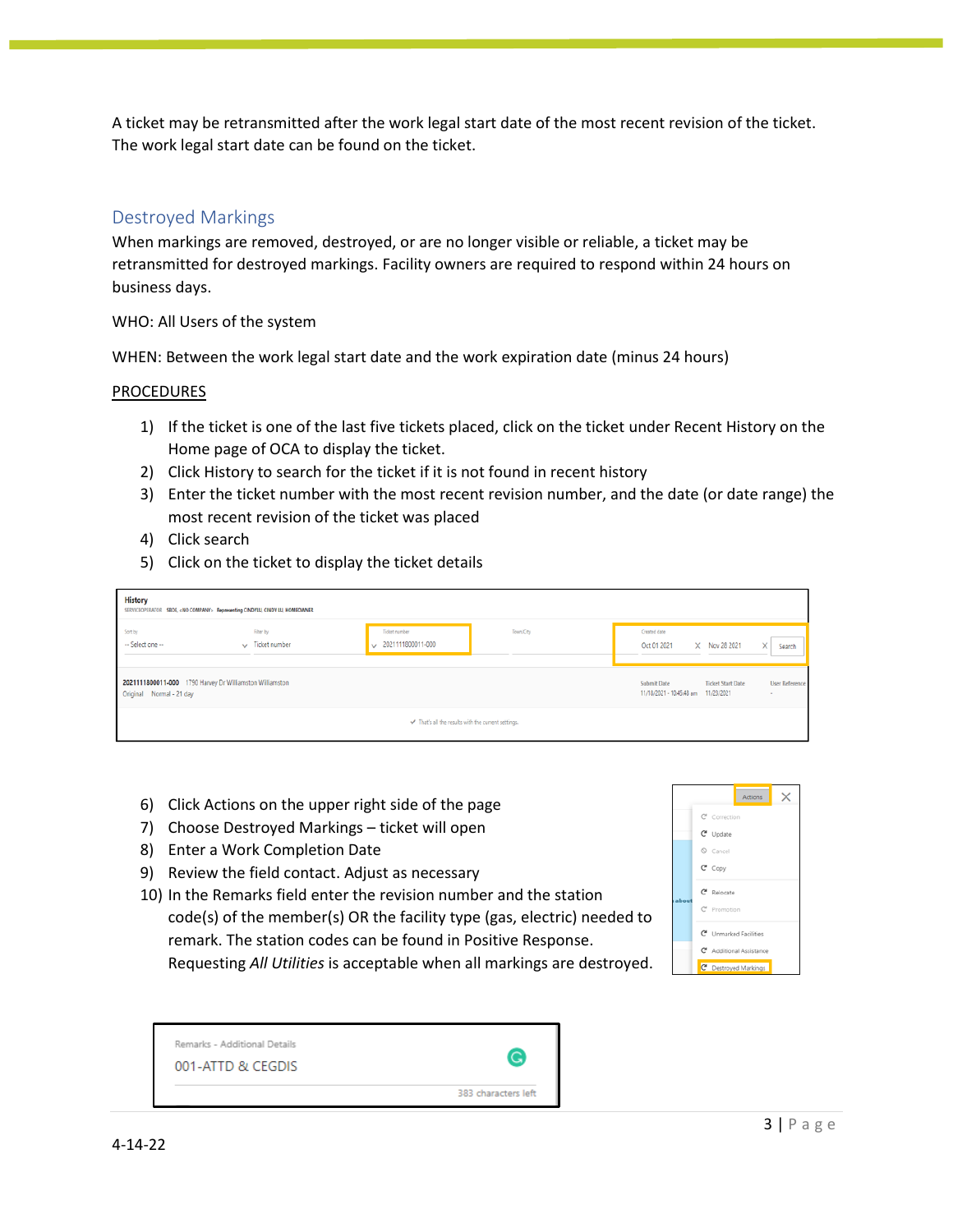A ticket may be retransmitted after the work legal start date of the most recent revision of the ticket. The work legal start date can be found on the ticket.

## Destroyed Markings

When markings are removed, destroyed, or are no longer visible or reliable, a ticket may be retransmitted for destroyed markings. Facility owners are required to respond within 24 hours on business days.

WHO: All Users of the system

WHEN: Between the work legal start date and the work expiration date (minus 24 hours)

PROCEDURES

1) If the ticket is one of the last five tickets placed, click on the ticket under Recent History on the Home page of OCA to display the ticket.
2) Click History to search for the ticket if it is not found in recent history
3) Enter the ticket number with the most recent revision number, and the date (or date range) the most recent revision of the ticket was placed
4) Click search
5) Click on the ticket to display the ticket details

6) Click Actions on the upper right side of the page
7) Choose Destroyed Markings – ticket will open
8) Enter a Work Completion Date
9) Review the field contact. Adjust as necessary
10) In the Remarks field enter the revision number and the station code(s) of the member(s) OR the facility type (gas, electric) needed to remark. The station codes can be found in Positive Response. Requesting *All Utilities* is acceptable when all markings are destroyed.

4-14-22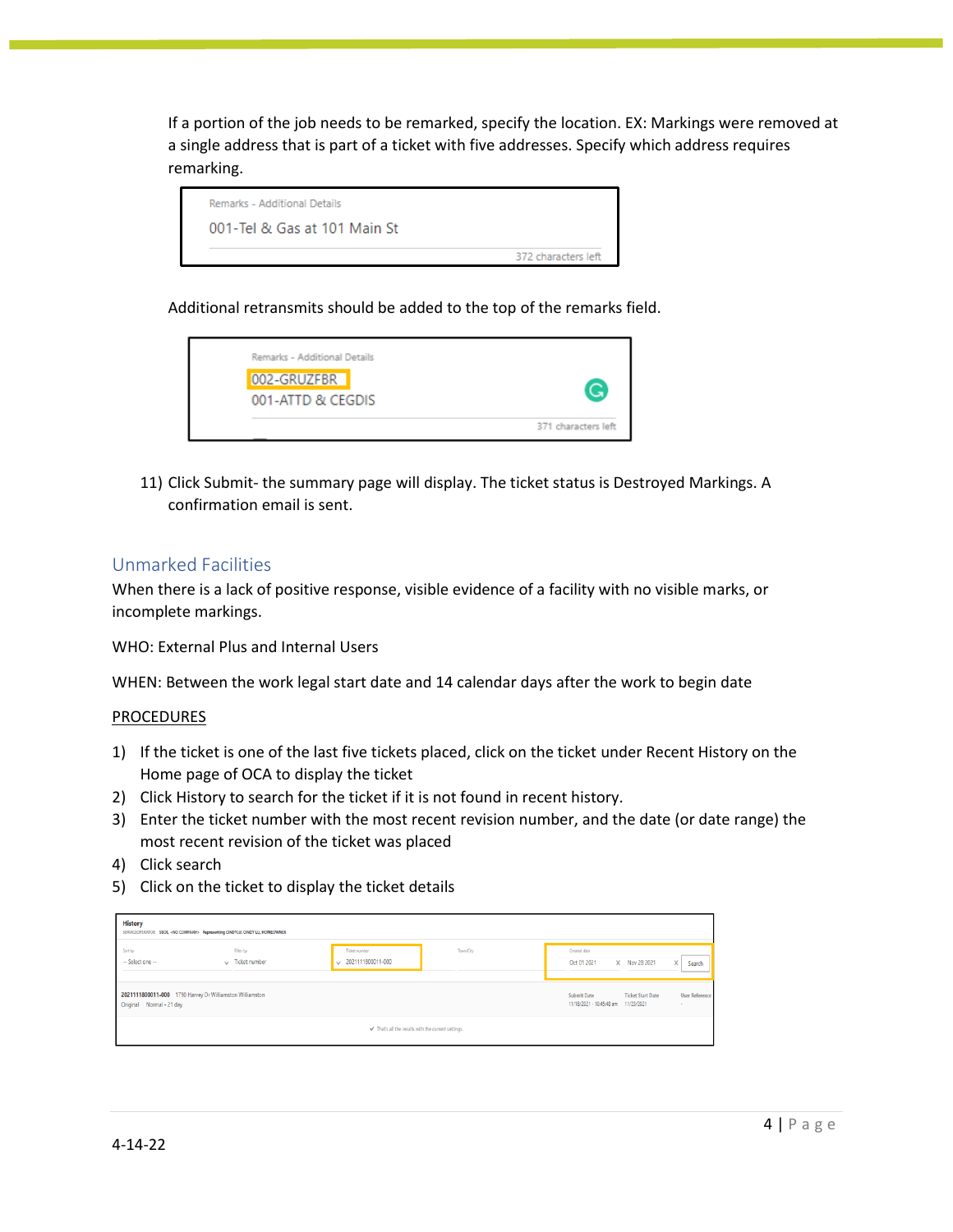If a portion of the job needs to be remarked, specify the location. EX: Markings were removed at a single address that is part of a ticket with five addresses. Specify which address requires remarking.

Remarks - Additional Details
001-Tel & Gas at 101 Main St
372 characters left

Additional retransmits should be added to the top of the remarks field.

Remarks - Additional Details
002-GRUZFBR
001-ATTD & CEGDIS
371 characters left

11) Click Submit- the summary page will display. The ticket status is Destroyed Markings. A confirmation email is sent.

## Unmarked Facilities

When there is a lack of positive response, visible evidence of a facility with no visible marks, or incomplete markings.

WHO: External Plus and Internal Users

WHEN: Between the work legal start date and 14 calendar days after the work to begin date

PROCEDURES

1) If the ticket is one of the last five tickets placed, click on the ticket under Recent History on the Home page of OCA to display the ticket
2) Click History to search for the ticket if it is not found in recent history.
3) Enter the ticket number with the most recent revision number, and the date (or date range) the most recent revision of the ticket was placed
4) Click search
5) Click on the ticket to display the ticket details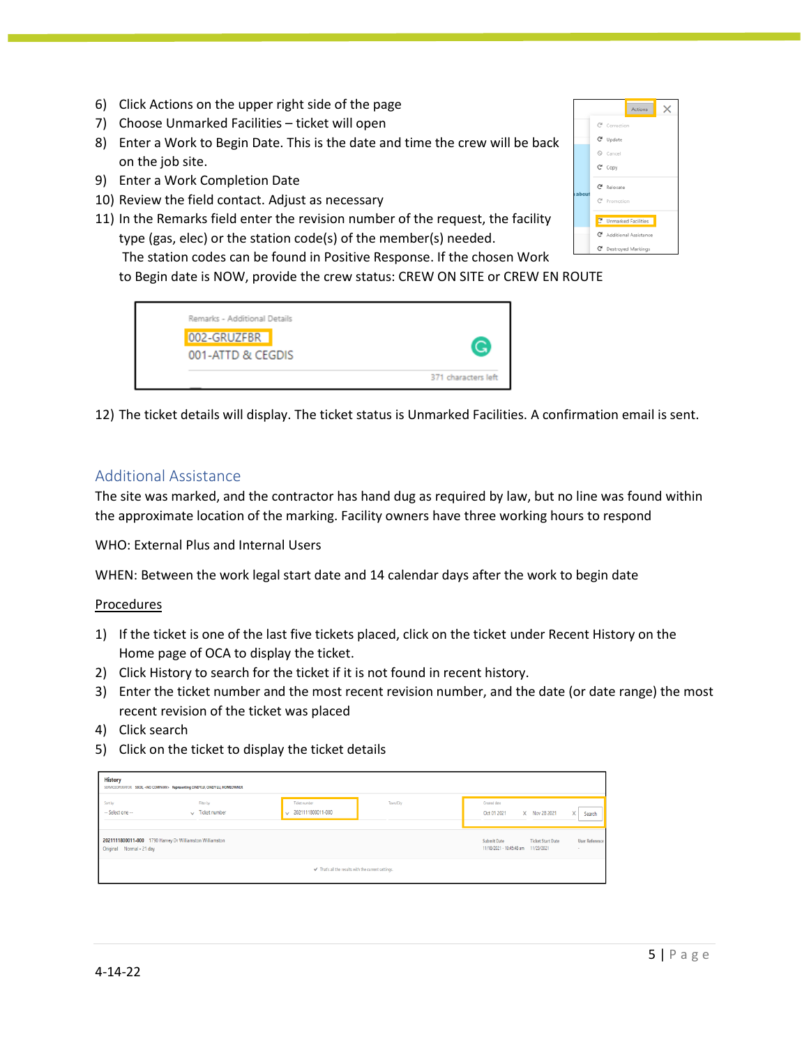6) Click Actions on the upper right side of the page
7) Choose Unmarked Facilities – ticket will open
8) Enter a Work to Begin Date. This is the date and time the crew will be back on the job site.
9) Enter a Work Completion Date
10) Review the field contact. Adjust as necessary
11) In the Remarks field enter the revision number of the request, the facility type (gas, elec) or the station code(s) of the member(s) needed. The station codes can be found in Positive Response. If the chosen Work to Begin date is NOW, provide the crew status: CREW ON SITE or CREW EN ROUTE

12) The ticket details will display. The ticket status is Unmarked Facilities. A confirmation email is sent.

## Additional Assistance

The site was marked, and the contractor has hand dug as required by law, but no line was found within the approximate location of the marking. Facility owners have three working hours to respond

WHO: External Plus and Internal Users

WHEN: Between the work legal start date and 14 calendar days after the work to begin date

<u>Procedures</u>

1) If the ticket is one of the last five tickets placed, click on the ticket under Recent History on the Home page of OCA to display the ticket.
2) Click History to search for the ticket if it is not found in recent history.
3) Enter the ticket number and the most recent revision number, and the date (or date range) the most recent revision of the ticket was placed
4) Click search
5) Click on the ticket to display the ticket details

4-14-22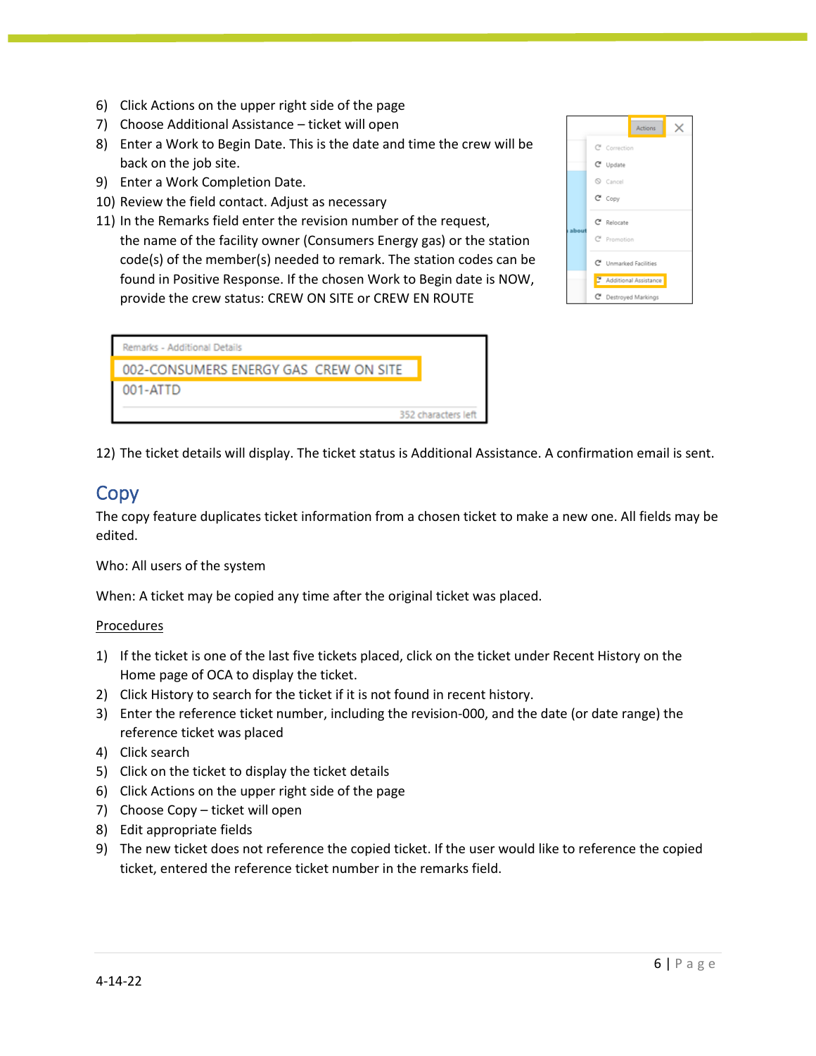6) Click Actions on the upper right side of the page
7) Choose Additional Assistance – ticket will open
8) Enter a Work to Begin Date. This is the date and time the crew will be back on the job site.
9) Enter a Work Completion Date.
10) Review the field contact. Adjust as necessary
11) In the Remarks field enter the revision number of the request, the name of the facility owner (Consumers Energy gas) or the station code(s) of the member(s) needed to remark. The station codes can be found in Positive Response. If the chosen Work to Begin date is NOW, provide the crew status: CREW ON SITE or CREW EN ROUTE
12) The ticket details will display. The ticket status is Additional Assistance. A confirmation email is sent.

## Copy

The copy feature duplicates ticket information from a chosen ticket to make a new one. All fields may be edited.

Who: All users of the system

When: A ticket may be copied any time after the original ticket was placed.

Procedures

1) If the ticket is one of the last five tickets placed, click on the ticket under Recent History on the Home page of OCA to display the ticket.
2) Click History to search for the ticket if it is not found in recent history.
3) Enter the reference ticket number, including the revision-000, and the date (or date range) the reference ticket was placed
4) Click search
5) Click on the ticket to display the ticket details
6) Click Actions on the upper right side of the page
7) Choose Copy – ticket will open
8) Edit appropriate fields
9) The new ticket does not reference the copied ticket. If the user would like to reference the copied ticket, entered the reference ticket number in the remarks field.

4-14-22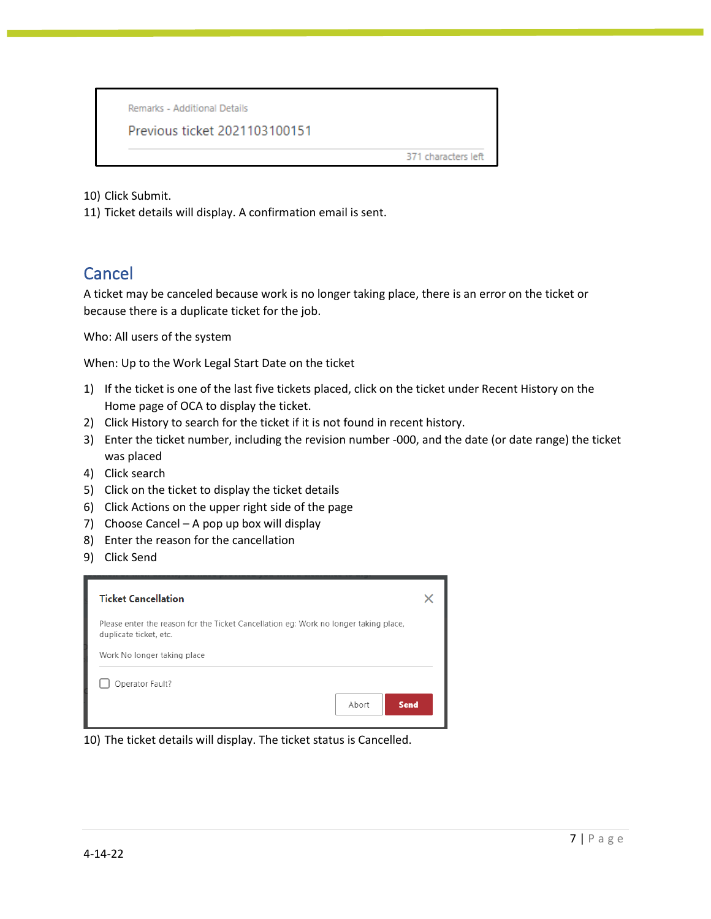Remarks - Additional Details

Previous ticket 2021103100151

371 characters left

10) Click Submit.
11) Ticket details will display. A confirmation email is sent.

## Cancel

A ticket may be canceled because work is no longer taking place, there is an error on the ticket or because there is a duplicate ticket for the job.

Who: All users of the system

When: Up to the Work Legal Start Date on the ticket

1) If the ticket is one of the last five tickets placed, click on the ticket under Recent History on the Home page of OCA to display the ticket.
2) Click History to search for the ticket if it is not found in recent history.
3) Enter the ticket number, including the revision number -000, and the date (or date range) the ticket was placed
4) Click search
5) Click on the ticket to display the ticket details
6) Click Actions on the upper right side of the page
7) Choose Cancel – A pop up box will display
8) Enter the reason for the cancellation
9) Click Send

**Ticket Cancellation**

Please enter the reason for the Ticket Cancellation eg: Work no longer taking place, duplicate ticket, etc.

Work No longer taking place

☐ Operator Fault?

Abort | **Send**

10) The ticket details will display. The ticket status is Cancelled.

4-14-22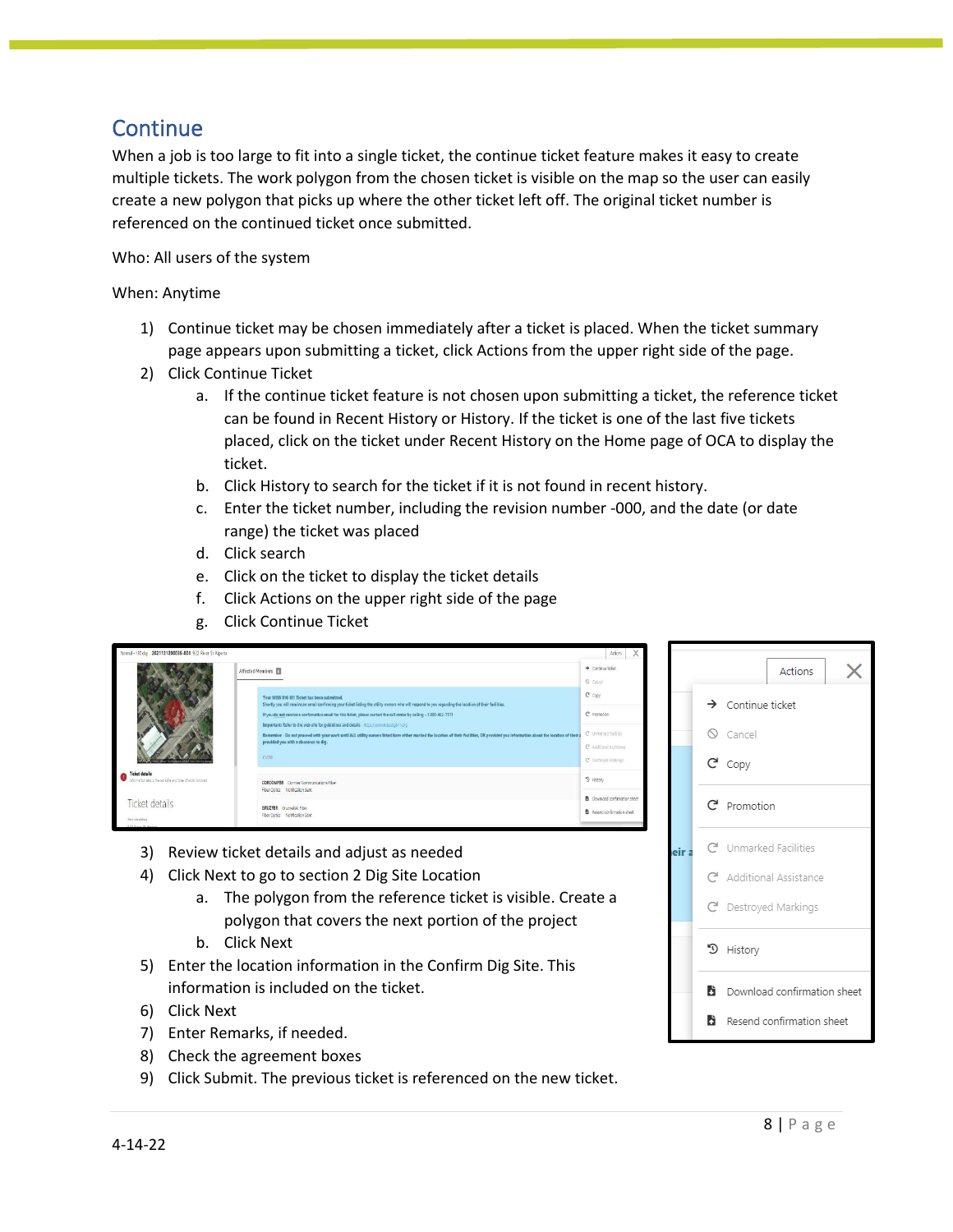## Continue

When a job is too large to fit into a single ticket, the continue ticket feature makes it easy to create multiple tickets. The work polygon from the chosen ticket is visible on the map so the user can easily create a new polygon that picks up where the other ticket left off. The original ticket number is referenced on the continued ticket once submitted.

Who: All users of the system

When: Anytime

1) Continue ticket may be chosen immediately after a ticket is placed. When the ticket summary page appears upon submitting a ticket, click Actions from the upper right side of the page.
2) Click Continue Ticket
    a. If the continue ticket feature is not chosen upon submitting a ticket, the reference ticket can be found in Recent History or History. If the ticket is one of the last five tickets placed, click on the ticket under Recent History on the Home page of OCA to display the ticket.
    b. Click History to search for the ticket if it is not found in recent history.
    c. Enter the ticket number, including the revision number -000, and the date (or date range) the ticket was placed
    d. Click search
    e. Click on the ticket to display the ticket details
    f. Click Actions on the upper right side of the page
    g. Click Continue Ticket
3) Review ticket details and adjust as needed
4) Click Next to go to section 2 Dig Site Location
    a. The polygon from the reference ticket is visible. Create a polygon that covers the next portion of the project
    b. Click Next
5) Enter the location information in the Confirm Dig Site. This information is included on the ticket.
6) Click Next
7) Enter Remarks, if needed.
8) Check the agreement boxes
9) Click Submit. The previous ticket is referenced on the new ticket.

4-14-22